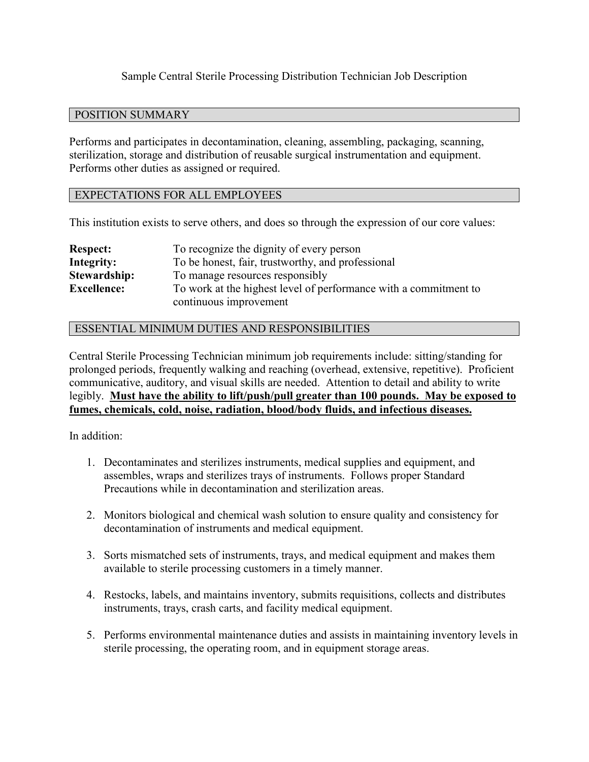# Sample Central Sterile Processing Distribution Technician Job Description

## POSITION SUMMARY

Performs and participates in decontamination, cleaning, assembling, packaging, scanning, sterilization, storage and distribution of reusable surgical instrumentation and equipment. Performs other duties as assigned or required.

## EXPECTATIONS FOR ALL EMPLOYEES

This institution exists to serve others, and does so through the expression of our core values:

| | |
|---|---|
| **Respect:** | To recognize the dignity of every person |
| **Integrity:** | To be honest, fair, trustworthy, and professional |
| **Stewardship:** | To manage resources responsibly |
| **Excellence:** | To work at the highest level of performance with a commitment to continuous improvement |

## ESSENTIAL MINIMUM DUTIES AND RESPONSIBILITIES

Central Sterile Processing Technician minimum job requirements include: sitting/standing for prolonged periods, frequently walking and reaching (overhead, extensive, repetitive). Proficient communicative, auditory, and visual skills are needed. Attention to detail and ability to write legibly. **Must have the ability to lift/push/pull greater than 100 pounds. May be exposed to fumes, chemicals, cold, noise, radiation, blood/body fluids, and infectious diseases.**

In addition:

1. Decontaminates and sterilizes instruments, medical supplies and equipment, and assembles, wraps and sterilizes trays of instruments. Follows proper Standard Precautions while in decontamination and sterilization areas.

2. Monitors biological and chemical wash solution to ensure quality and consistency for decontamination of instruments and medical equipment.

3. Sorts mismatched sets of instruments, trays, and medical equipment and makes them available to sterile processing customers in a timely manner.

4. Restocks, labels, and maintains inventory, submits requisitions, collects and distributes instruments, trays, crash carts, and facility medical equipment.

5. Performs environmental maintenance duties and assists in maintaining inventory levels in sterile processing, the operating room, and in equipment storage areas.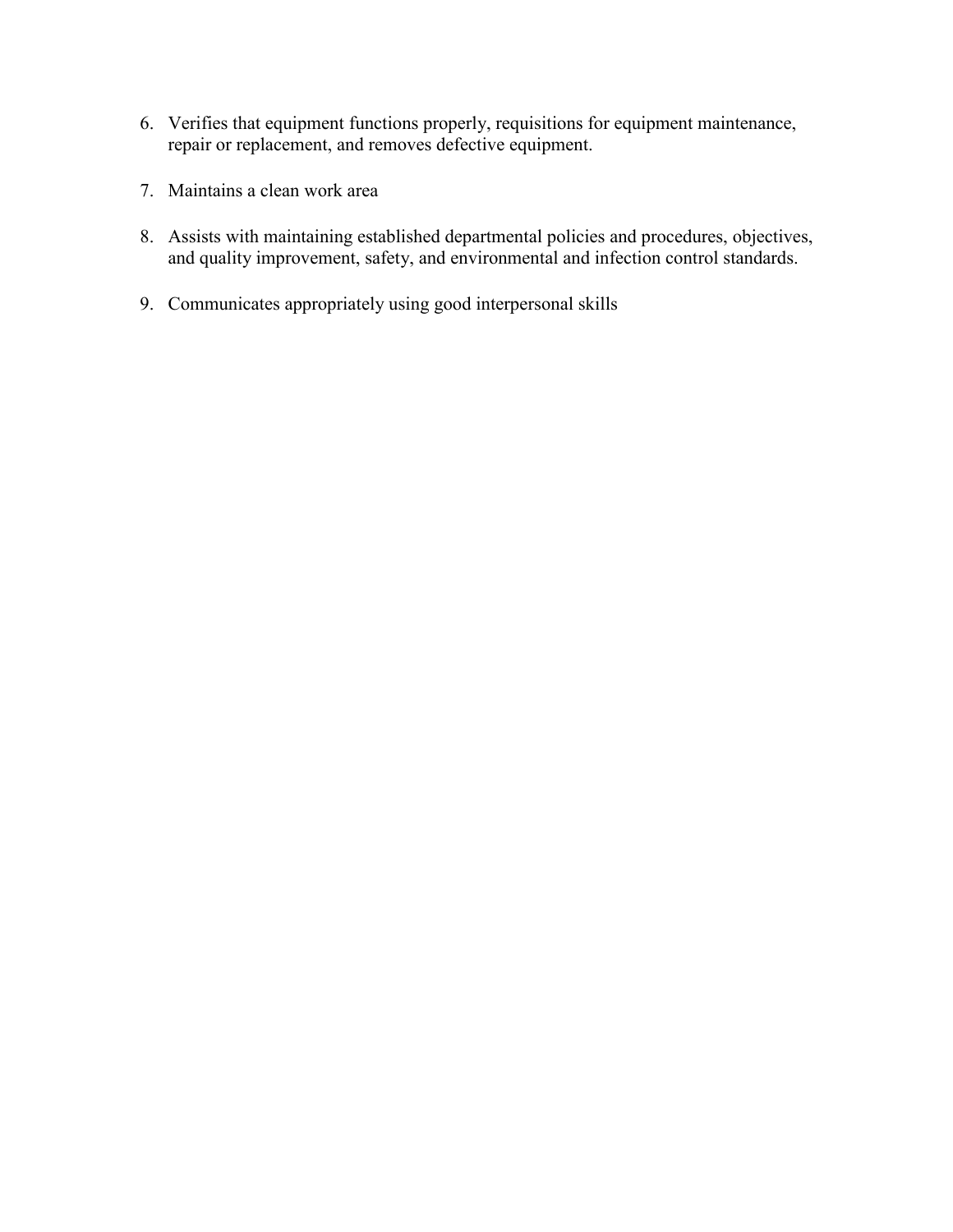6. Verifies that equipment functions properly, requisitions for equipment maintenance, repair or replacement, and removes defective equipment.

7. Maintains a clean work area

8. Assists with maintaining established departmental policies and procedures, objectives, and quality improvement, safety, and environmental and infection control standards.

9. Communicates appropriately using good interpersonal skills